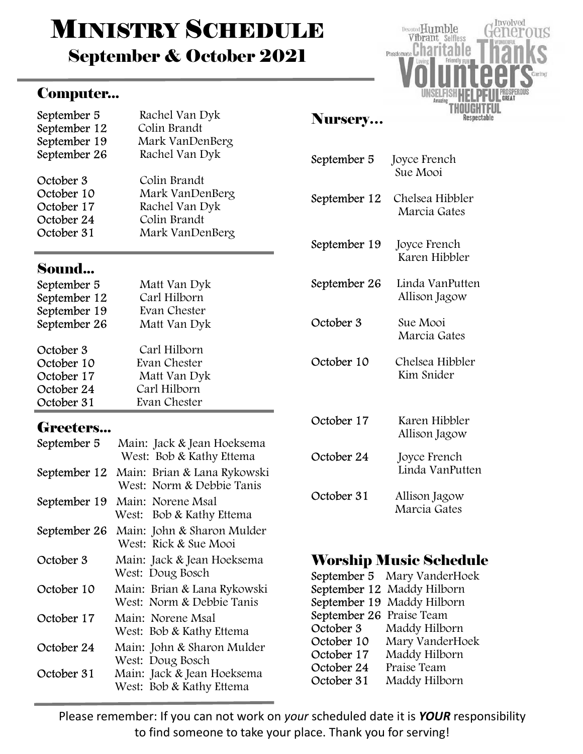# Ministry Schedule

## September & October 2021

### Computer...

| | |
|---|---|
| September 5 | Rachel Van Dyk |
| September 12 | Colin Brandt |
| September 19 | Mark VanDenBerg |
| September 26 | Rachel Van Dyk |
| October 3 | Colin Brandt |
| October 10 | Mark VanDenBerg |
| October 17 | Rachel Van Dyk |
| October 24 | Colin Brandt |
| October 31 | Mark VanDenBerg |

### Sound...

| | |
|---|---|
| September 5 | Matt Van Dyk |
| September 12 | Carl Hilborn |
| September 19 | Evan Chester |
| September 26 | Matt Van Dyk |
| October 3 | Carl Hilborn |
| October 10 | Evan Chester |
| October 17 | Matt Van Dyk |
| October 24 | Carl Hilborn |
| October 31 | Evan Chester |

### Greeters...

| | |
|---|---|
| September 5 | Main: Jack & Jean Hoeksema<br>West: Bob & Kathy Ettema |
| September 12 | Main: Brian & Lana Rykowski<br>West: Norm & Debbie Tanis |
| September 19 | Main: Norene Msal<br>West: Bob & Kathy Ettema |
| September 26 | Main: John & Sharon Mulder<br>West: Rick & Sue Mooi |
| October 3 | Main: Jack & Jean Hoeksema<br>West: Doug Bosch |
| October 10 | Main: Brian & Lana Rykowski<br>West: Norm & Debbie Tanis |
| October 17 | Main: Norene Msal<br>West: Bob & Kathy Ettema |
| October 24 | Main: John & Sharon Mulder<br>West: Doug Bosch |
| October 31 | Main: Jack & Jean Hoeksema<br>West: Bob & Kathy Ettema |

### Nursery...

| | |
|---|---|
| September 5 | Joyce French<br>Sue Mooi |
| September 12 | Chelsea Hibbler<br>Marcia Gates |
| September 19 | Joyce French<br>Karen Hibbler |
| September 26 | Linda VanPutten<br>Allison Jagow |
| October 3 | Sue Mooi<br>Marcia Gates |
| October 10 | Chelsea Hibbler<br>Kim Snider |
| October 17 | Karen Hibbler<br>Allison Jagow |
| October 24 | Joyce French<br>Linda VanPutten |
| October 31 | Allison Jagow<br>Marcia Gates |

### Worship Music Schedule

| | |
|---|---|
| September 5 | Mary VanderHoek |
| September 12 | Maddy Hilborn |
| September 19 | Maddy Hilborn |
| September 26 | Praise Team |
| October 3 | Maddy Hilborn |
| October 10 | Mary VanderHoek |
| October 17 | Maddy Hilborn |
| October 24 | Praise Team |
| October 31 | Maddy Hilborn |

Please remember: If you can not work on *your* scheduled date it is ***YOUR*** responsibility to find someone to take your place. Thank you for serving!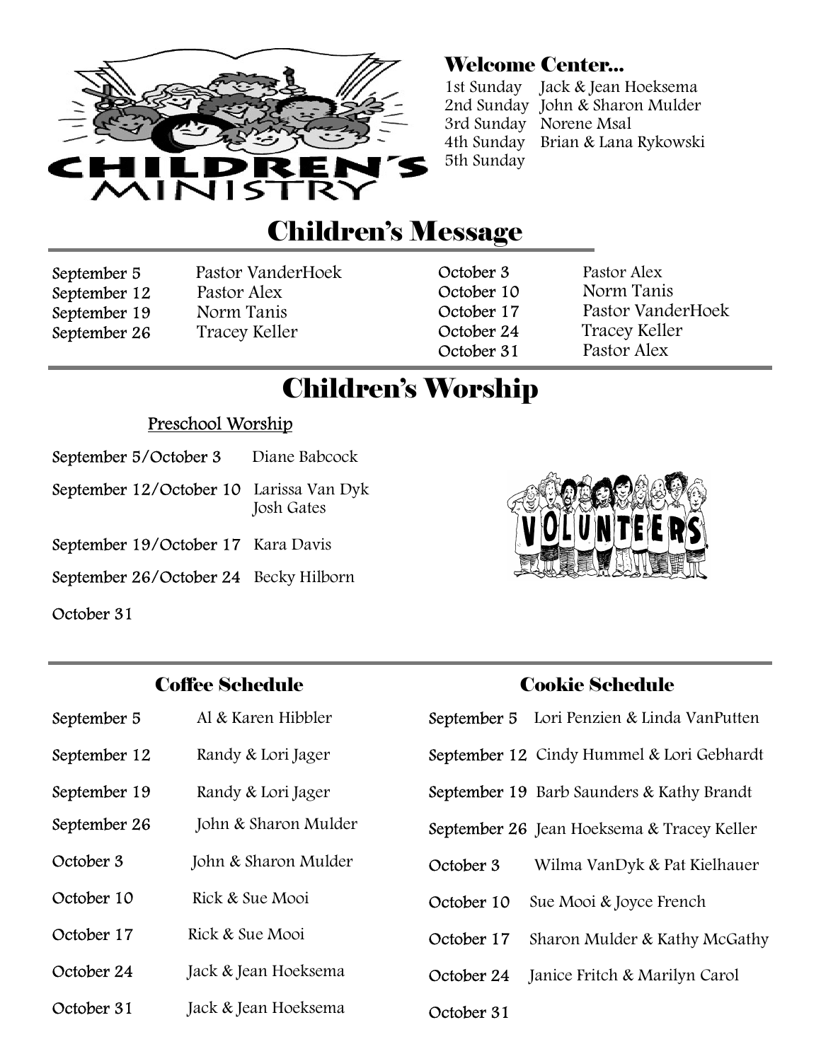### Welcome Center...

| | |
|---|---|
| 1st Sunday | Jack & Jean Hoeksema |
| 2nd Sunday | John & Sharon Mulder |
| 3rd Sunday | Norene Msal |
| 4th Sunday | Brian & Lana Rykowski |
| 5th Sunday | |

# Children's Message

| | | | |
|---|---|---|---|
| September 5 | Pastor VanderHoek | October 3 | Pastor Alex |
| September 12 | Pastor Alex | October 10 | Norm Tanis |
| September 19 | Norm Tanis | October 17 | Pastor VanderHoek |
| September 26 | Tracey Keller | October 24 | Tracey Keller |
| | | October 31 | Pastor Alex |

# Children's Worship

## Preschool Worship

| | |
|---|---|
| September 5/October 3 | Diane Babcock |
| September 12/October 10 | Larissa Van Dyk<br>Josh Gates |
| September 19/October 17 | Kara Davis |
| September 26/October 24 | Becky Hilborn |
| October 31 | |

## Coffee Schedule

| | |
|---|---|
| September 5 | Al & Karen Hibbler |
| September 12 | Randy & Lori Jager |
| September 19 | Randy & Lori Jager |
| September 26 | John & Sharon Mulder |
| October 3 | John & Sharon Mulder |
| October 10 | Rick & Sue Mooi |
| October 17 | Rick & Sue Mooi |
| October 24 | Jack & Jean Hoeksema |
| October 31 | Jack & Jean Hoeksema |

## Cookie Schedule

| | |
|---|---|
| September 5 | Lori Penzien & Linda VanPutten |
| September 12 | Cindy Hummel & Lori Gebhardt |
| September 19 | Barb Saunders & Kathy Brandt |
| September 26 | Jean Hoeksema & Tracey Keller |
| October 3 | Wilma VanDyk & Pat Kielhauer |
| October 10 | Sue Mooi & Joyce French |
| October 17 | Sharon Mulder & Kathy McGathy |
| October 24 | Janice Fritch & Marilyn Carol |
| October 31 | |